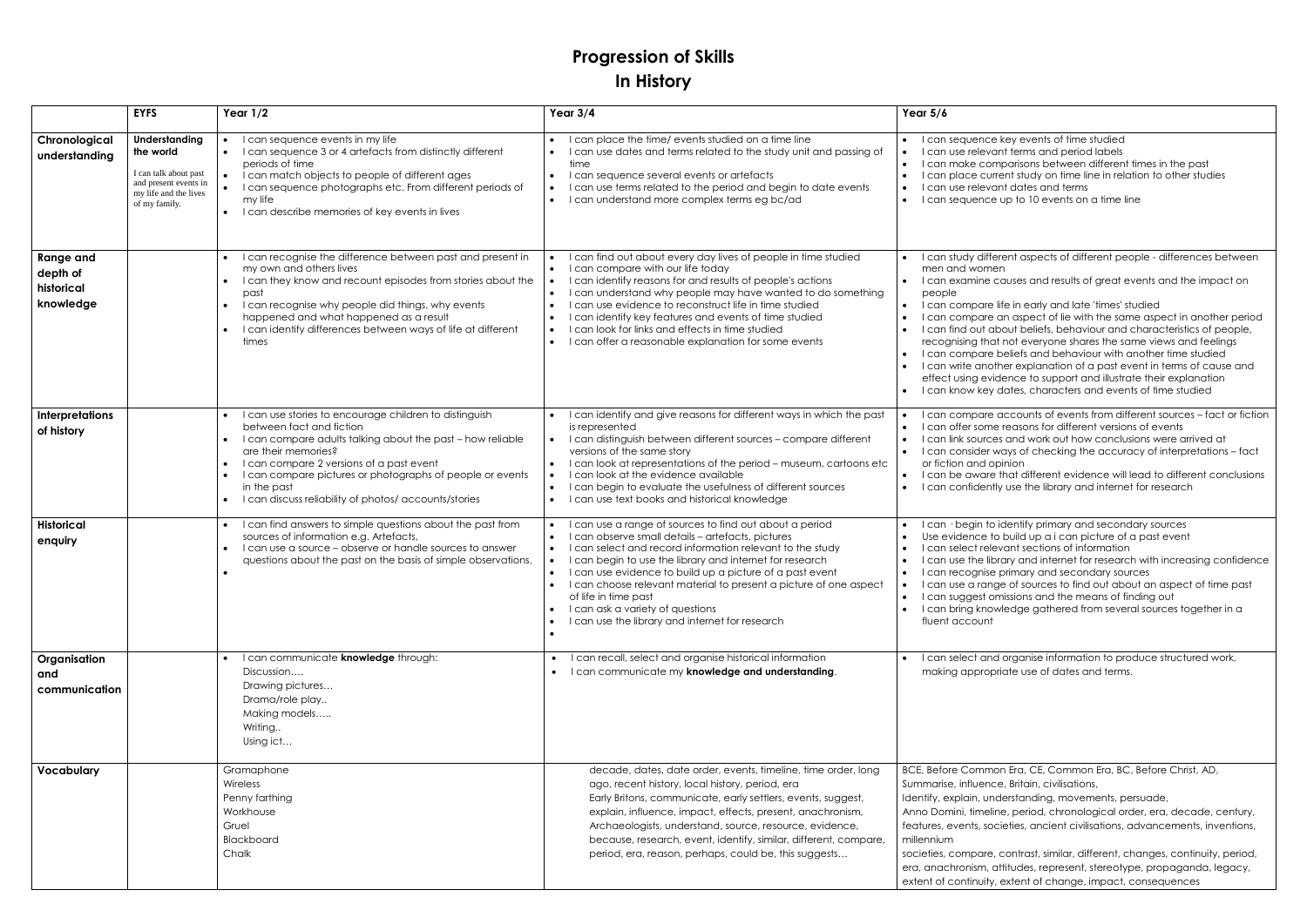# Progression of Skills
# In History

| | EYFS | Year 1/2 | Year 3/4 | Year 5/6 |
|---|---|---|---|---|
| **Chronological understanding** | **Understanding the world**<br>I can talk about past and present events in my life and the lives of my family. | • I can sequence events in my life<br>• I can sequence 3 or 4 artefacts from distinctly different periods of time<br>• I can match objects to people of different ages<br>• I can sequence photographs etc. From different periods of my life<br>• I can describe memories of key events in lives | • I can place the time/ events studied on a time line<br>• I can use dates and terms related to the study unit and passing of time<br>• I can sequence several events or artefacts<br>• I can use terms related to the period and begin to date events<br>• I can understand more complex terms eg bc/ad | • I can sequence key events of time studied<br>• I can use relevant terms and period labels<br>• I can make comparisons between different times in the past<br>• I can place current study on time line in relation to other studies<br>• I can use relevant dates and terms<br>• I can sequence up to 10 events on a time line |
| **Range and depth of historical knowledge** | | • I can recognise the difference between past and present in my own and others lives<br>• I can they know and recount episodes from stories about the past<br>• I can recognise why people did things, why events happened and what happened as a result<br>• I can identify differences between ways of life at different times | • I can find out about every day lives of people in time studied<br>• I can compare with our life today<br>• I can identify reasons for and results of people's actions<br>• I can understand why people may have wanted to do something<br>• I can use evidence to reconstruct life in time studied<br>• I can identify key features and events of time studied<br>• I can look for links and effects in time studied<br>• I can offer a reasonable explanation for some events | • I can study different aspects of different people - differences between men and women<br>• I can examine causes and results of great events and the impact on people<br>• I can compare life in early and late 'times' studied<br>• I can compare an aspect of lie with the same aspect in another period<br>• I can find out about beliefs, behaviour and characteristics of people, recognising that not everyone shares the same views and feelings<br>• I can compare beliefs and behaviour with another time studied<br>• I can write another explanation of a past event in terms of cause and effect using evidence to support and illustrate their explanation<br>• I can know key dates, characters and events of time studied |
| **Interpretations of history** | | • I can use stories to encourage children to distinguish between fact and fiction<br>• I can compare adults talking about the past – how reliable are their memories?<br>• I can compare 2 versions of a past event<br>• I can compare pictures or photographs of people or events in the past<br>• I can discuss reliability of photos/ accounts/stories | • I can identify and give reasons for different ways in which the past is represented<br>• I can distinguish between different sources – compare different versions of the same story<br>• I can look at representations of the period – museum, cartoons etc<br>• I can look at the evidence available<br>• I can begin to evaluate the usefulness of different sources<br>• I can use text books and historical knowledge | • I can compare accounts of events from different sources – fact or fiction<br>• I can offer some reasons for different versions of events<br>• I can link sources and work out how conclusions were arrived at<br>• I can consider ways of checking the accuracy of interpretations – fact or fiction and opinion<br>• I can be aware that different evidence will lead to different conclusions<br>• I can confidently use the library and internet for research |
| **Historical enquiry** | | • I can find answers to simple questions about the past from sources of information e.g. Artefacts,<br>• I can use a source – observe or handle sources to answer questions about the past on the basis of simple observations.<br>• | • I can use a range of sources to find out about a period<br>• I can observe small details – artefacts, pictures<br>• I can select and record information relevant to the study<br>• I can begin to use the library and internet for research<br>• I can use evidence to build up a picture of a past event<br>• I can choose relevant material to present a picture of one aspect of life in time past<br>• I can ask a variety of questions<br>• I can use the library and internet for research<br>• | • I can · begin to identify primary and secondary sources<br>• Use evidence to build up a i can picture of a past event<br>• I can select relevant sections of information<br>• I can use the library and internet for research with increasing confidence<br>• I can recognise primary and secondary sources<br>• I can use a range of sources to find out about an aspect of time past<br>• I can suggest omissions and the means of finding out<br>• I can bring knowledge gathered from several sources together in a fluent account |
| **Organisation and communication** | | • I can communicate **knowledge** through:<br>Discussion….<br>Drawing pictures…<br>Drama/role play..<br>Making models…..<br>Writing..<br>Using ict… | • I can recall, select and organise historical information<br>• I can communicate my **knowledge and understanding**. | • I can select and organise information to produce structured work, making appropriate use of dates and terms. |
| **Vocabulary** | | Gramaphone<br>Wireless<br>Penny farthing<br>Workhouse<br>Gruel<br>Blackboard<br>Chalk | decade, dates, date order, events, timeline, time order, long ago, recent history, local history, period, era<br>Early Britons, communicate, early settlers, events, suggest, explain, influence, impact, effects, present, anachronism, Archaeologists, understand, source, resource, evidence, because, research, event, identify, similar, different, compare, period, era, reason, perhaps, could be, this suggests… | BCE, Before Common Era, CE, Common Era, BC, Before Christ, AD, Summarise, influence, Britain, civilisations,<br>Identify, explain, understanding, movements, persuade,<br>Anno Domini, timeline, period, chronological order, era, decade, century, features, events, societies, ancient civilisations, advancements, inventions, millennium<br>societies, compare, contrast, similar, different, changes, continuity, period, era, anachronism, attitudes, represent, stereotype, propaganda, legacy, extent of continuity, extent of change, impact, consequences |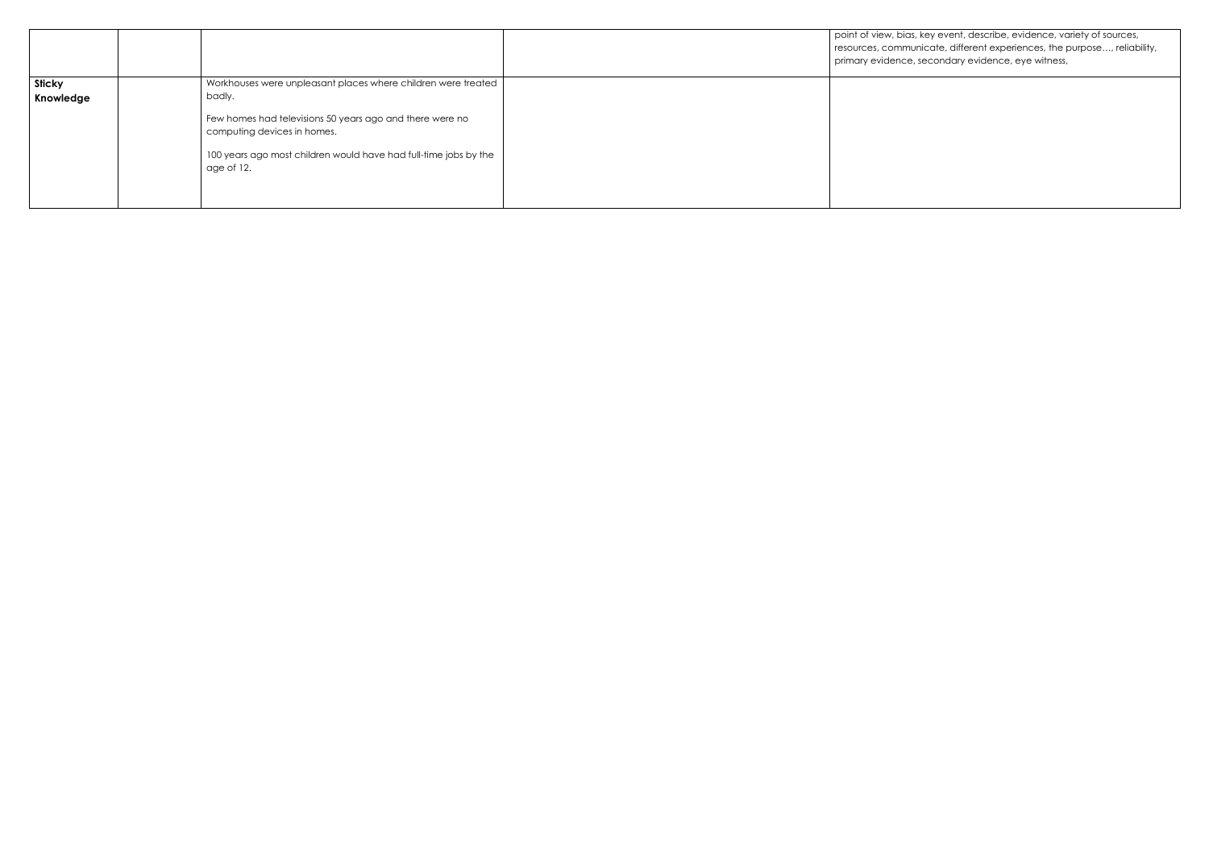| | | | | |
|---|---|---|---|---|
| | | | | point of view, bias, key event, describe, evidence, variety of sources, resources, communicate, different experiences, the purpose…, reliability, primary evidence, secondary evidence, eye witness, |
| **Sticky Knowledge** | | Workhouses were unpleasant places where children were treated badly.<br><br>Few homes had televisions 50 years ago and there were no computing devices in homes.<br><br>100 years ago most children would have had full-time jobs by the age of 12. | | |